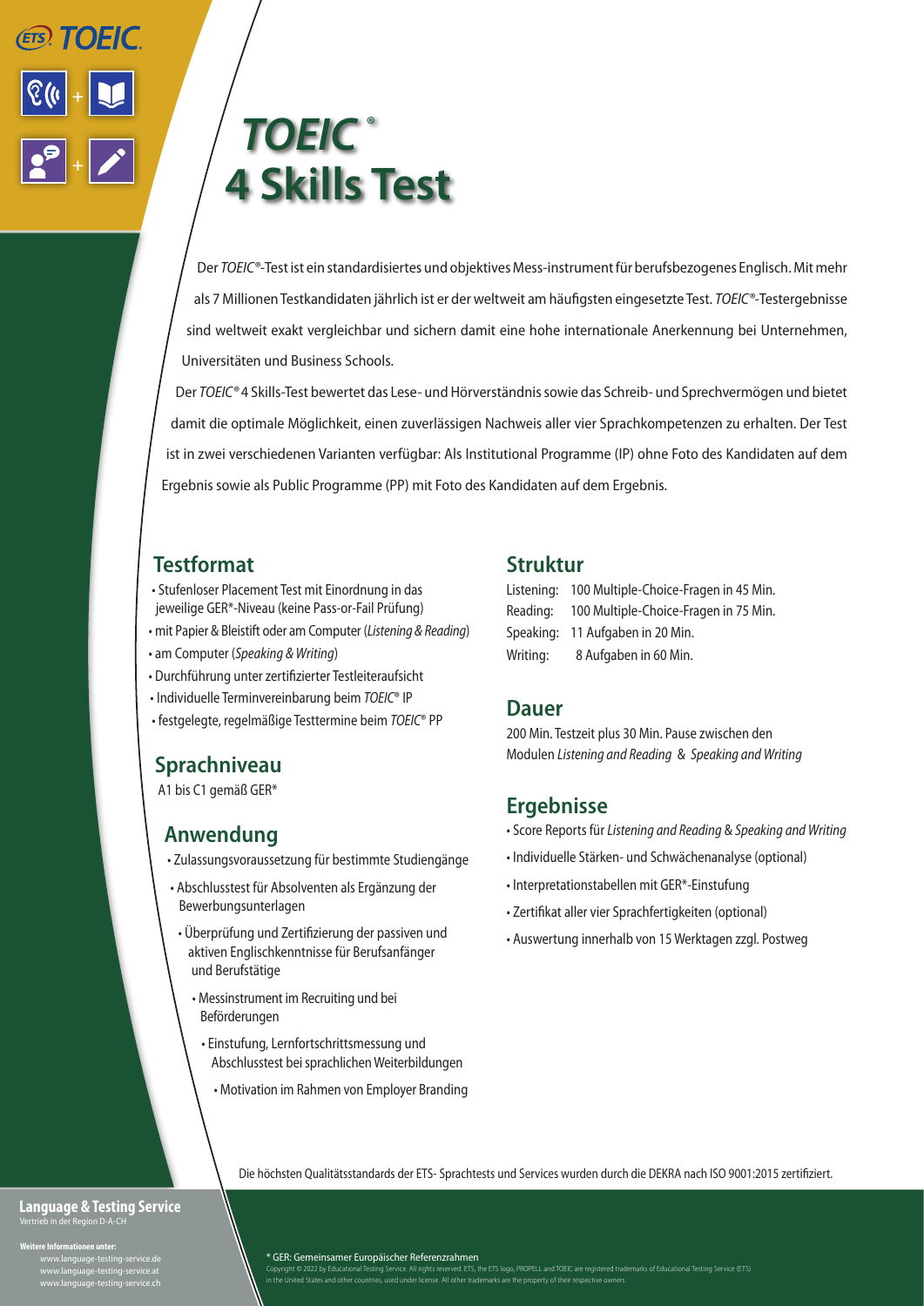ETS TOEIC

# TOEIC® 4 Skills Test

Der *TOEIC®*-Test ist ein standardisiertes und objektives Mess-instrument für berufsbezogenes Englisch. Mit mehr als 7 Millionen Testkandidaten jährlich ist er der weltweit am häufigsten eingesetzte Test. *TOEIC®*-Testergebnisse sind weltweit exakt vergleichbar und sichern damit eine hohe internationale Anerkennung bei Unternehmen, Universitäten und Business Schools.

Der *TOEIC®* 4 Skills-Test bewertet das Lese- und Hörverständnis sowie das Schreib- und Sprechvermögen und bietet damit die optimale Möglichkeit, einen zuverlässigen Nachweis aller vier Sprachkompetenzen zu erhalten. Der Test ist in zwei verschiedenen Varianten verfügbar: Als Institutional Programme (IP) ohne Foto des Kandidaten auf dem Ergebnis sowie als Public Programme (PP) mit Foto des Kandidaten auf dem Ergebnis.

## Testformat

- Stufenloser Placement Test mit Einordnung in das jeweilige GER*-Niveau (keine Pass-or-Fail Prüfung)
- mit Papier & Bleistift oder am Computer (*Listening & Reading*)
- am Computer (*Speaking & Writing*)
- Durchführung unter zertifizierter Testleiteraufsicht
- Individuelle Terminvereinbarung beim *TOEIC®* IP
- festgelegte, regelmäßige Testtermine beim *TOEIC®* PP

## Sprachniveau

A1 bis C1 gemäß GER*

## Anwendung

- Zulassungsvoraussetzung für bestimmte Studiengänge
- Abschlusstest für Absolventen als Ergänzung der Bewerbungsunterlagen
- Überprüfung und Zertifizierung der passiven und aktiven Englischkenntnisse für Berufsanfänger und Berufstätige
- Messinstrument im Recruiting und bei Beförderungen
- Einstufung, Lernfortschrittsmessung und Abschlusstest bei sprachlichen Weiterbildungen
- Motivation im Rahmen von Employer Branding

## Struktur

| | |
|---|---|
| Listening: | 100 Multiple-Choice-Fragen in 45 Min. |
| Reading: | 100 Multiple-Choice-Fragen in 75 Min. |
| Speaking: | 11 Aufgaben in 20 Min. |
| Writing: | 8 Aufgaben in 60 Min. |

## Dauer

200 Min. Testzeit plus 30 Min. Pause zwischen den Modulen *Listening and Reading* & *Speaking and Writing*

## Ergebnisse

- Score Reports für *Listening and Reading* & *Speaking and Writing*
- Individuelle Stärken- und Schwächenanalyse (optional)
- Interpretationstabellen mit GER*-Einstufung
- Zertifikat aller vier Sprachfertigkeiten (optional)
- Auswertung innerhalb von 15 Werktagen zzgl. Postweg

Die höchsten Qualitätsstandards der ETS- Sprachtests und Services wurden durch die DEKRA nach ISO 9001:2015 zertifiziert.

**Language & Testing Service**
Vertrieb in der Region D-A-CH

**Weitere Informationen unter:**
www.language-testing-service.de
www.language-testing-service.at
www.language-testing-service.ch

* GER: Gemeinsamer Europäischer Referenzrahmen

Copyright © 2022 by Educational Testing Service. All rights reserved. ETS, the ETS logo, PROPELL and TOEIC are registered trademarks of Educational Testing Service (ETS) in the United States and other countries, used under license. All other trademarks are the property of their respective owners.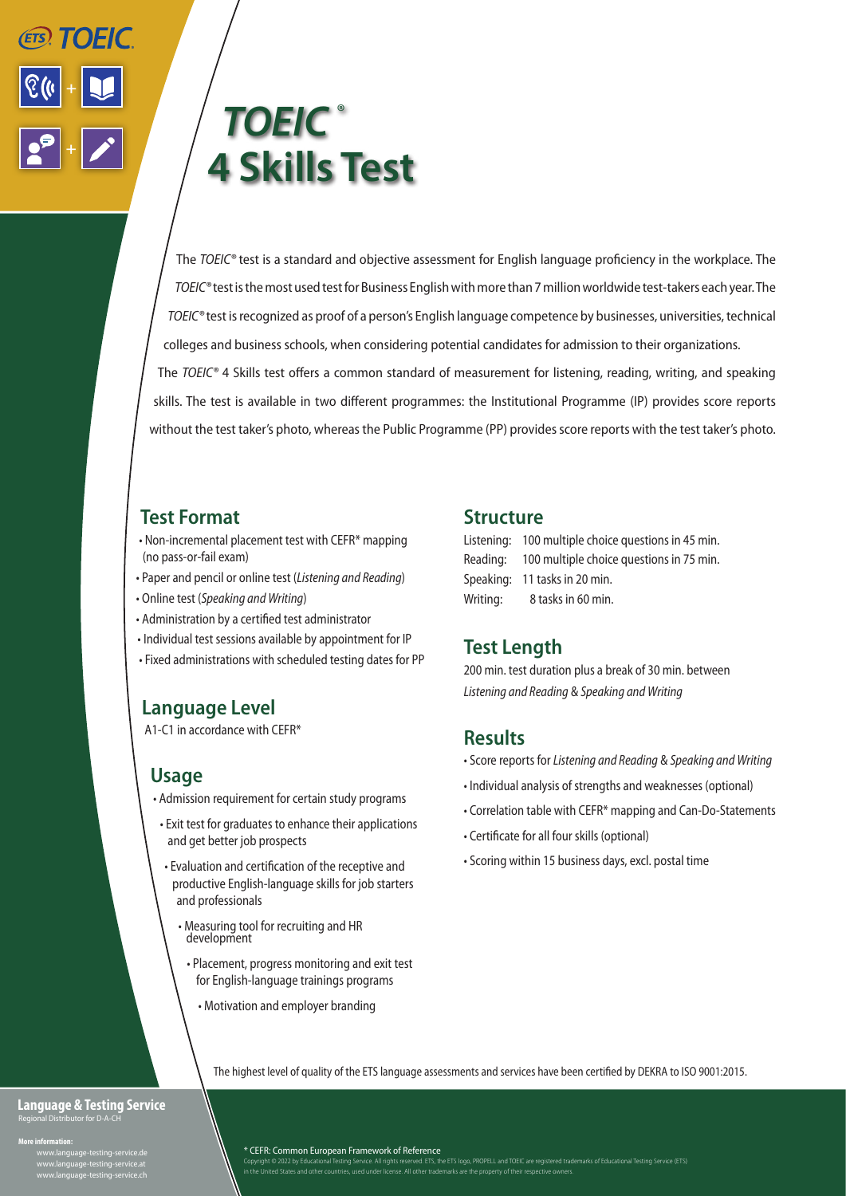# *TOEIC*® 4 Skills Test

The *TOEIC*® test is a standard and objective assessment for English language proficiency in the workplace. The *TOEIC*® test is the most used test for Business English with more than 7 million worldwide test-takers each year. The *TOEIC*® test is recognized as proof of a person's English language competence by businesses, universities, technical colleges and business schools, when considering potential candidates for admission to their organizations.

The *TOEIC*® 4 Skills test offers a common standard of measurement for listening, reading, writing, and speaking skills. The test is available in two different programmes: the Institutional Programme (IP) provides score reports without the test taker's photo, whereas the Public Programme (PP) provides score reports with the test taker's photo.

## Test Format

- Non-incremental placement test with CEFR* mapping (no pass-or-fail exam)
- Paper and pencil or online test (*Listening and Reading*)
- Online test (*Speaking and Writing*)
- Administration by a certified test administrator
- Individual test sessions available by appointment for IP
- Fixed administrations with scheduled testing dates for PP

## Language Level

A1-C1 in accordance with CEFR*

## Usage

- Admission requirement for certain study programs
- Exit test for graduates to enhance their applications and get better job prospects
- Evaluation and certification of the receptive and productive English-language skills for job starters and professionals
- Measuring tool for recruiting and HR development
- Placement, progress monitoring and exit test for English-language trainings programs
- Motivation and employer branding

## Structure

Listening: 100 multiple choice questions in 45 min.
Reading: 100 multiple choice questions in 75 min.
Speaking: 11 tasks in 20 min.
Writing: 8 tasks in 60 min.

## Test Length

200 min. test duration plus a break of 30 min. between *Listening and Reading* & *Speaking and Writing*

## Results

- Score reports for *Listening and Reading* & *Speaking and Writing*
- Individual analysis of strengths and weaknesses (optional)
- Correlation table with CEFR* mapping and Can-Do-Statements
- Certificate for all four skills (optional)
- Scoring within 15 business days, excl. postal time

The highest level of quality of the ETS language assessments and services have been certified by DEKRA to ISO 9001:2015.

**Language & Testing Service**
Regional Distributor for D-A-CH

**More information:**
www.language-testing-service.de
www.language-testing-service.at
www.language-testing-service.ch

* CEFR: Common European Framework of Reference
Copyright © 2022 by Educational Testing Service. All rights reserved. ETS, the ETS logo, PROPELL and TOEIC are registered trademarks of Educational Testing Service (ETS) in the United States and other countries, used under license. All other trademarks are the property of their respective owners.